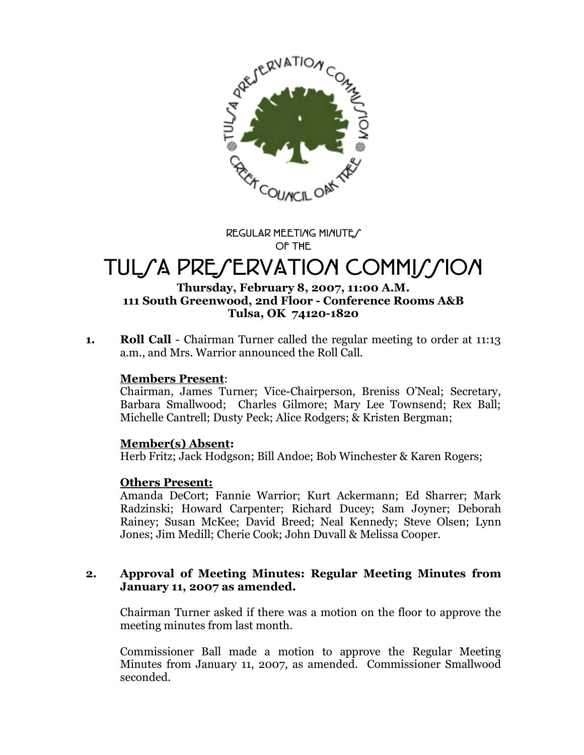REGULAR MEETING MINUTES
OF THE

# TULSA PRESERVATION COMMISSION

**Thursday, February 8, 2007, 11:00 A.M.**
**111 South Greenwood, 2nd Floor - Conference Rooms A&B**
**Tulsa, OK 74120-1820**

**1. Roll Call** - Chairman Turner called the regular meeting to order at 11:13 a.m., and Mrs. Warrior announced the Roll Call.

**Members Present**:
Chairman, James Turner; Vice-Chairperson, Breniss O'Neal; Secretary, Barbara Smallwood; Charles Gilmore; Mary Lee Townsend; Rex Ball; Michelle Cantrell; Dusty Peck; Alice Rodgers; & Kristen Bergman;

**Member(s) Absent:**
Herb Fritz; Jack Hodgson; Bill Andoe; Bob Winchester & Karen Rogers;

**Others Present:**
Amanda DeCort; Fannie Warrior; Kurt Ackermann; Ed Sharrer; Mark Radzinski; Howard Carpenter; Richard Ducey; Sam Joyner; Deborah Rainey; Susan McKee; David Breed; Neal Kennedy; Steve Olsen; Lynn Jones; Jim Medill; Cherie Cook; John Duvall & Melissa Cooper.

**2. Approval of Meeting Minutes: Regular Meeting Minutes from January 11, 2007 as amended.**

Chairman Turner asked if there was a motion on the floor to approve the meeting minutes from last month.

Commissioner Ball made a motion to approve the Regular Meeting Minutes from January 11, 2007, as amended. Commissioner Smallwood seconded.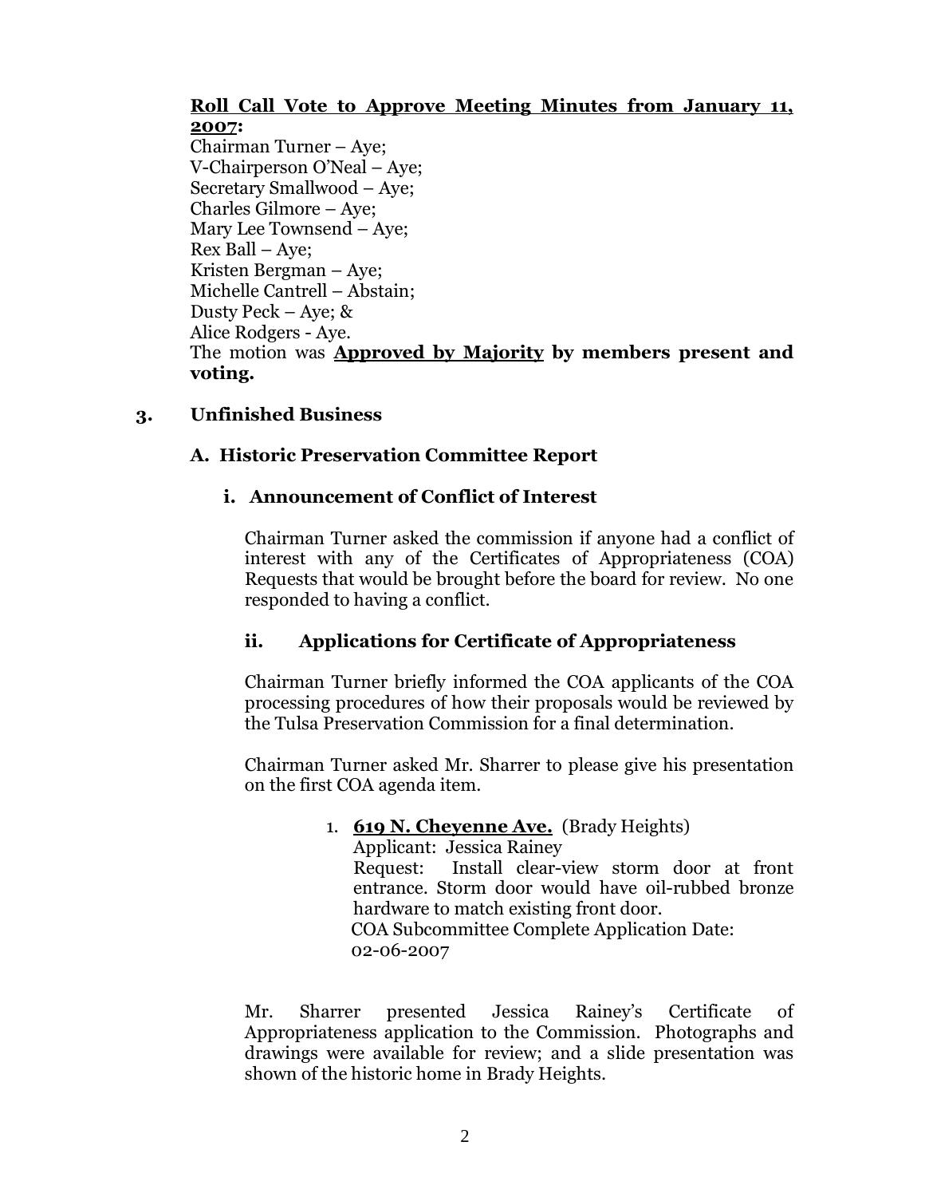**<u>Roll Call Vote to Approve Meeting Minutes from January 11, 2007</u>:**
Chairman Turner – Aye;
V-Chairperson O'Neal – Aye;
Secretary Smallwood – Aye;
Charles Gilmore – Aye;
Mary Lee Townsend – Aye;
Rex Ball – Aye;
Kristen Bergman – Aye;
Michelle Cantrell – Abstain;
Dusty Peck – Aye; &
Alice Rodgers - Aye.
The motion was **<u>Approved by Majority</u> by members present and voting.**

### 3. Unfinished Business

#### A. Historic Preservation Committee Report

##### i. Announcement of Conflict of Interest

Chairman Turner asked the commission if anyone had a conflict of interest with any of the Certificates of Appropriateness (COA) Requests that would be brought before the board for review. No one responded to having a conflict.

##### ii. Applications for Certificate of Appropriateness

Chairman Turner briefly informed the COA applicants of the COA processing procedures of how their proposals would be reviewed by the Tulsa Preservation Commission for a final determination.

Chairman Turner asked Mr. Sharrer to please give his presentation on the first COA agenda item.

1. **<u>619 N. Cheyenne Ave.</u>** (Brady Heights)
   Applicant: Jessica Rainey
   Request: Install clear-view storm door at front entrance. Storm door would have oil-rubbed bronze hardware to match existing front door.
   COA Subcommittee Complete Application Date: 02-06-2007

Mr. Sharrer presented Jessica Rainey's Certificate of Appropriateness application to the Commission. Photographs and drawings were available for review; and a slide presentation was shown of the historic home in Brady Heights.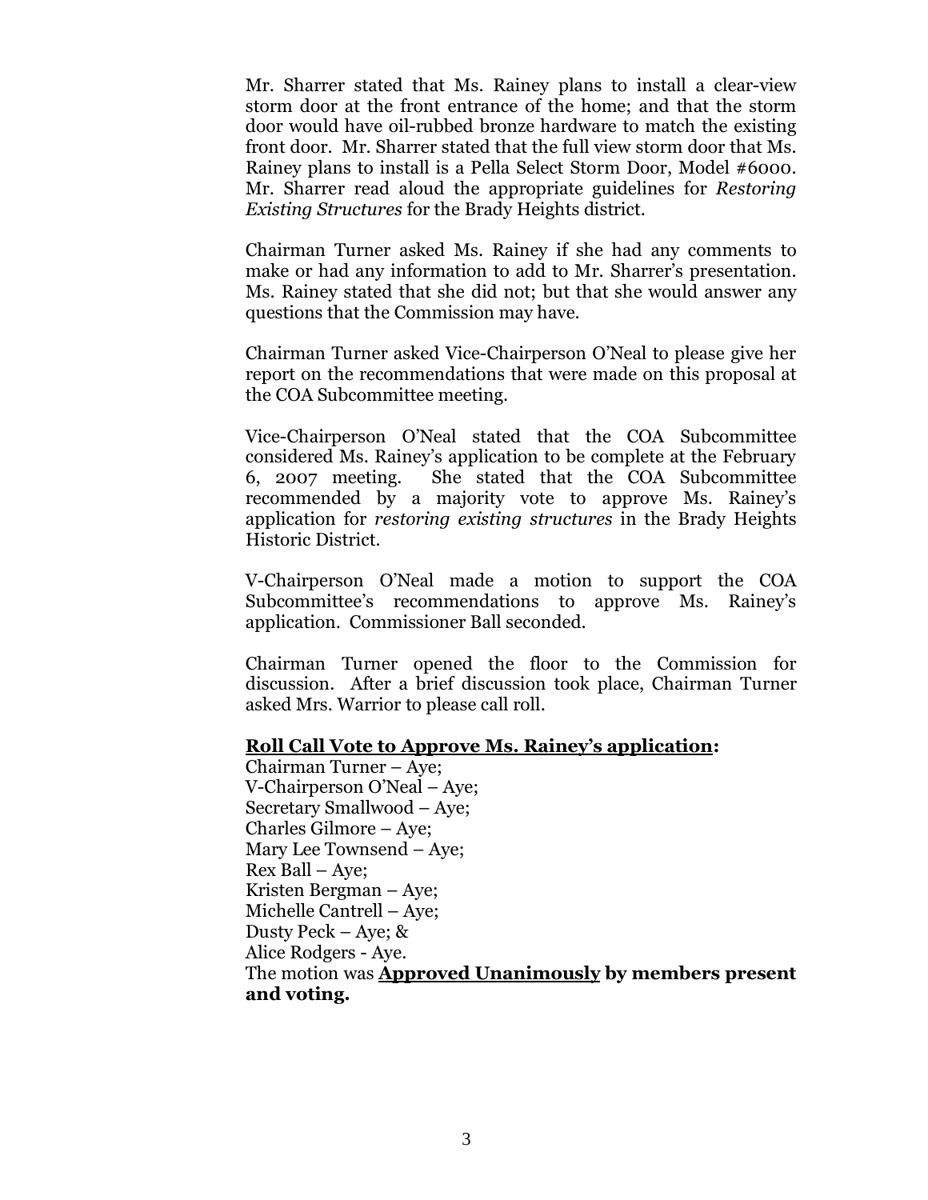Mr. Sharrer stated that Ms. Rainey plans to install a clear-view storm door at the front entrance of the home; and that the storm door would have oil-rubbed bronze hardware to match the existing front door. Mr. Sharrer stated that the full view storm door that Ms. Rainey plans to install is a Pella Select Storm Door, Model #6000. Mr. Sharrer read aloud the appropriate guidelines for *Restoring Existing Structures* for the Brady Heights district.

Chairman Turner asked Ms. Rainey if she had any comments to make or had any information to add to Mr. Sharrer's presentation. Ms. Rainey stated that she did not; but that she would answer any questions that the Commission may have.

Chairman Turner asked Vice-Chairperson O'Neal to please give her report on the recommendations that were made on this proposal at the COA Subcommittee meeting.

Vice-Chairperson O'Neal stated that the COA Subcommittee considered Ms. Rainey's application to be complete at the February 6, 2007 meeting. She stated that the COA Subcommittee recommended by a majority vote to approve Ms. Rainey's application for *restoring existing structures* in the Brady Heights Historic District.

V-Chairperson O'Neal made a motion to support the COA Subcommittee's recommendations to approve Ms. Rainey's application. Commissioner Ball seconded.

Chairman Turner opened the floor to the Commission for discussion. After a brief discussion took place, Chairman Turner asked Mrs. Warrior to please call roll.

**<u>Roll Call Vote to Approve Ms. Rainey's application</u>:**
Chairman Turner – Aye;
V-Chairperson O'Neal – Aye;
Secretary Smallwood – Aye;
Charles Gilmore – Aye;
Mary Lee Townsend – Aye;
Rex Ball – Aye;
Kristen Bergman – Aye;
Michelle Cantrell – Aye;
Dusty Peck – Aye; &
Alice Rodgers - Aye.
The motion was **<u>Approved Unanimously</u> by members present and voting.**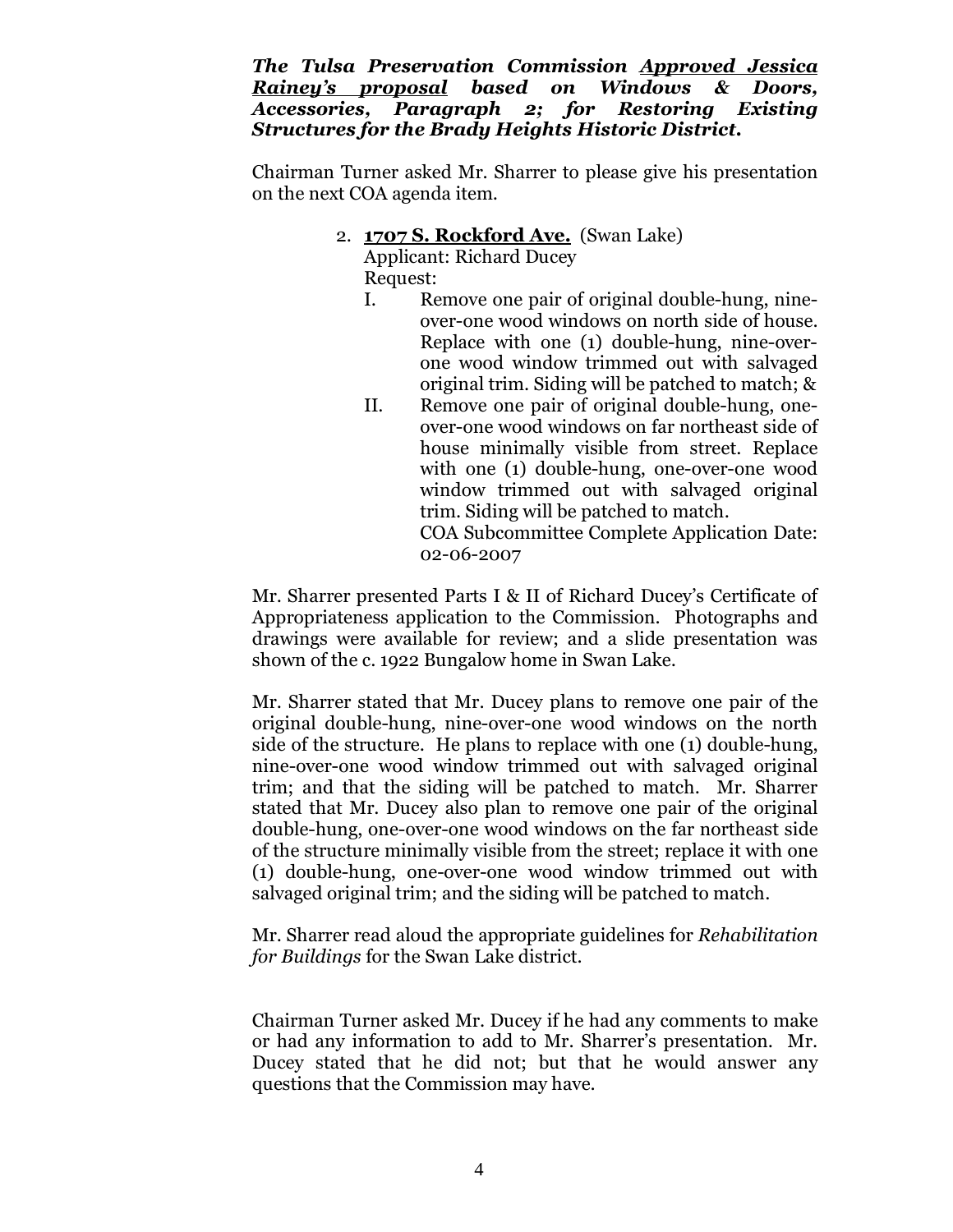***The Tulsa Preservation Commission <u>Approved Jessica Rainey's proposal</u> based on Windows & Doors, Accessories, Paragraph 2; for Restoring Existing Structures for the Brady Heights Historic District.***

Chairman Turner asked Mr. Sharrer to please give his presentation on the next COA agenda item.

2. **<u>1707 S. Rockford Ave.</u>** (Swan Lake)
   Applicant: Richard Ducey
   Request:
   I. Remove one pair of original double-hung, nine-over-one wood windows on north side of house. Replace with one (1) double-hung, nine-over-one wood window trimmed out with salvaged original trim. Siding will be patched to match; &
   II. Remove one pair of original double-hung, one-over-one wood windows on far northeast side of house minimally visible from street. Replace with one (1) double-hung, one-over-one wood window trimmed out with salvaged original trim. Siding will be patched to match.
   COA Subcommittee Complete Application Date: 02-06-2007

Mr. Sharrer presented Parts I & II of Richard Ducey's Certificate of Appropriateness application to the Commission. Photographs and drawings were available for review; and a slide presentation was shown of the c. 1922 Bungalow home in Swan Lake.

Mr. Sharrer stated that Mr. Ducey plans to remove one pair of the original double-hung, nine-over-one wood windows on the north side of the structure. He plans to replace with one (1) double-hung, nine-over-one wood window trimmed out with salvaged original trim; and that the siding will be patched to match. Mr. Sharrer stated that Mr. Ducey also plan to remove one pair of the original double-hung, one-over-one wood windows on the far northeast side of the structure minimally visible from the street; replace it with one (1) double-hung, one-over-one wood window trimmed out with salvaged original trim; and the siding will be patched to match.

Mr. Sharrer read aloud the appropriate guidelines for *Rehabilitation for Buildings* for the Swan Lake district.

Chairman Turner asked Mr. Ducey if he had any comments to make or had any information to add to Mr. Sharrer's presentation. Mr. Ducey stated that he did not; but that he would answer any questions that the Commission may have.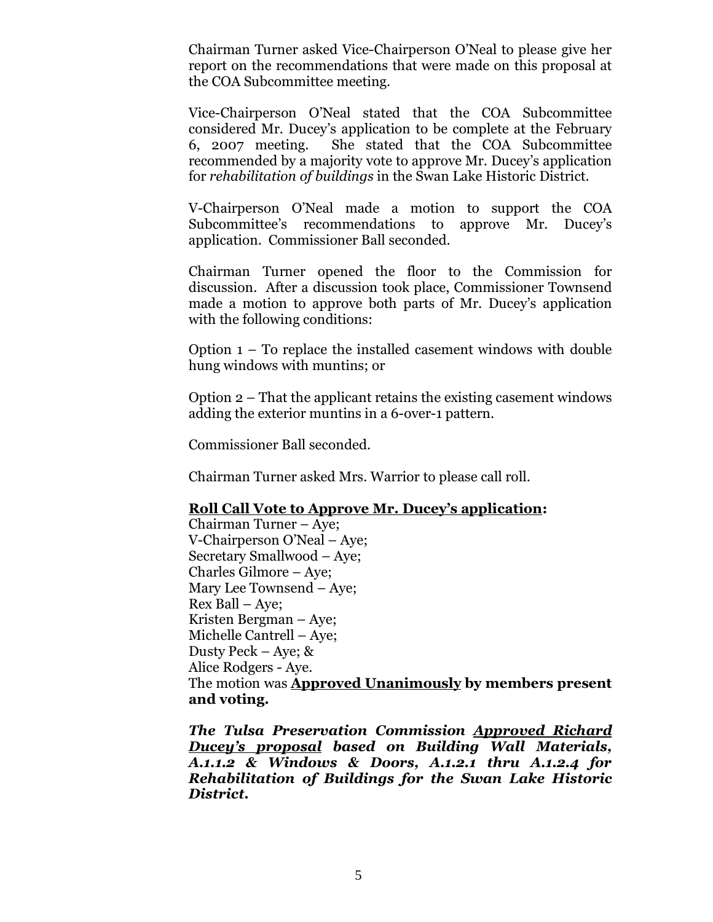Chairman Turner asked Vice-Chairperson O'Neal to please give her report on the recommendations that were made on this proposal at the COA Subcommittee meeting.

Vice-Chairperson O'Neal stated that the COA Subcommittee considered Mr. Ducey's application to be complete at the February 6, 2007 meeting. She stated that the COA Subcommittee recommended by a majority vote to approve Mr. Ducey's application for *rehabilitation of buildings* in the Swan Lake Historic District.

V-Chairperson O'Neal made a motion to support the COA Subcommittee's recommendations to approve Mr. Ducey's application. Commissioner Ball seconded.

Chairman Turner opened the floor to the Commission for discussion. After a discussion took place, Commissioner Townsend made a motion to approve both parts of Mr. Ducey's application with the following conditions:

Option 1 – To replace the installed casement windows with double hung windows with muntins; or

Option 2 – That the applicant retains the existing casement windows adding the exterior muntins in a 6-over-1 pattern.

Commissioner Ball seconded.

Chairman Turner asked Mrs. Warrior to please call roll.

**<u>Roll Call Vote to Approve Mr. Ducey's application</u>:**
Chairman Turner – Aye;
V-Chairperson O'Neal – Aye;
Secretary Smallwood – Aye;
Charles Gilmore – Aye;
Mary Lee Townsend – Aye;
Rex Ball – Aye;
Kristen Bergman – Aye;
Michelle Cantrell – Aye;
Dusty Peck – Aye; &
Alice Rodgers - Aye.
The motion was **<u>Approved Unanimously</u> by members present and voting.**

***The Tulsa Preservation Commission <u>Approved Richard Ducey's proposal</u> based on Building Wall Materials, A.1.1.2 & Windows & Doors, A.1.2.1 thru A.1.2.4 for Rehabilitation of Buildings for the Swan Lake Historic District.***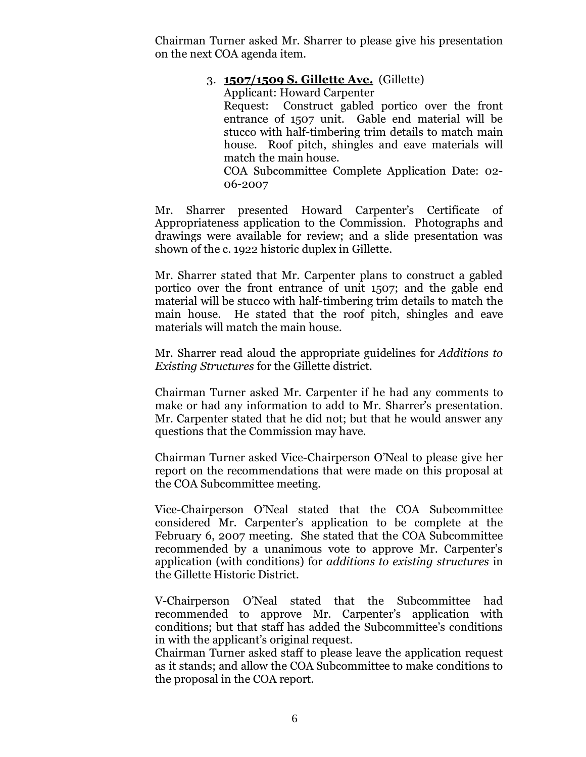Chairman Turner asked Mr. Sharrer to please give his presentation on the next COA agenda item.

3. **1507/1509 S. Gillette Ave.** (Gillette)
   Applicant: Howard Carpenter
   Request: Construct gabled portico over the front entrance of 1507 unit. Gable end material will be stucco with half-timbering trim details to match main house. Roof pitch, shingles and eave materials will match the main house.
   COA Subcommittee Complete Application Date: 02-06-2007

Mr. Sharrer presented Howard Carpenter's Certificate of Appropriateness application to the Commission. Photographs and drawings were available for review; and a slide presentation was shown of the c. 1922 historic duplex in Gillette.

Mr. Sharrer stated that Mr. Carpenter plans to construct a gabled portico over the front entrance of unit 1507; and the gable end material will be stucco with half-timbering trim details to match the main house. He stated that the roof pitch, shingles and eave materials will match the main house.

Mr. Sharrer read aloud the appropriate guidelines for *Additions to Existing Structures* for the Gillette district.

Chairman Turner asked Mr. Carpenter if he had any comments to make or had any information to add to Mr. Sharrer's presentation. Mr. Carpenter stated that he did not; but that he would answer any questions that the Commission may have.

Chairman Turner asked Vice-Chairperson O'Neal to please give her report on the recommendations that were made on this proposal at the COA Subcommittee meeting.

Vice-Chairperson O'Neal stated that the COA Subcommittee considered Mr. Carpenter's application to be complete at the February 6, 2007 meeting. She stated that the COA Subcommittee recommended by a unanimous vote to approve Mr. Carpenter's application (with conditions) for *additions to existing structures* in the Gillette Historic District.

V-Chairperson O'Neal stated that the Subcommittee had recommended to approve Mr. Carpenter's application with conditions; but that staff has added the Subcommittee's conditions in with the applicant's original request.
Chairman Turner asked staff to please leave the application request as it stands; and allow the COA Subcommittee to make conditions to the proposal in the COA report.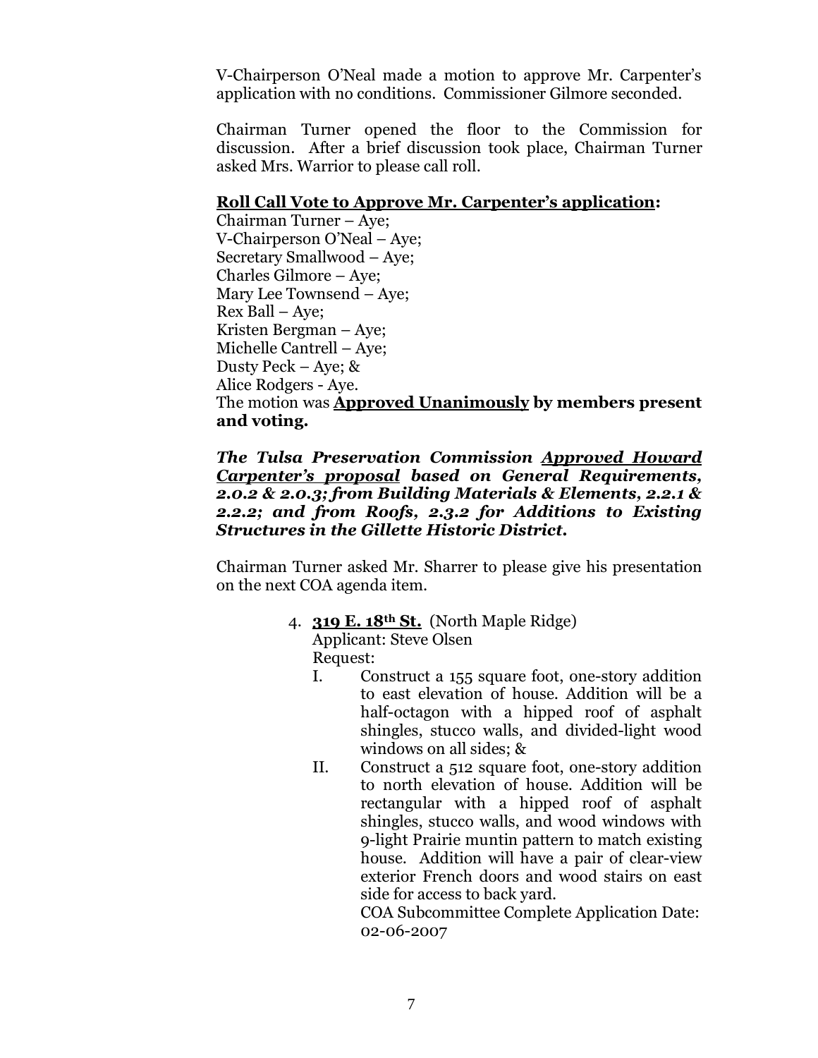V-Chairperson O'Neal made a motion to approve Mr. Carpenter's application with no conditions. Commissioner Gilmore seconded.

Chairman Turner opened the floor to the Commission for discussion. After a brief discussion took place, Chairman Turner asked Mrs. Warrior to please call roll.

**Roll Call Vote to Approve Mr. Carpenter's application:**

Chairman Turner – Aye;
V-Chairperson O'Neal – Aye;
Secretary Smallwood – Aye;
Charles Gilmore – Aye;
Mary Lee Townsend – Aye;
Rex Ball – Aye;
Kristen Bergman – Aye;
Michelle Cantrell – Aye;
Dusty Peck – Aye; &
Alice Rodgers - Aye.
The motion was **Approved Unanimously by members present and voting.**

***The Tulsa Preservation Commission Approved Howard Carpenter's proposal based on General Requirements, 2.0.2 & 2.0.3; from Building Materials & Elements, 2.2.1 & 2.2.2; and from Roofs, 2.3.2 for Additions to Existing Structures in the Gillette Historic District.***

Chairman Turner asked Mr. Sharrer to please give his presentation on the next COA agenda item.

4. **319 E. 18th St.** (North Maple Ridge)
   Applicant: Steve Olsen
   Request:
   I. Construct a 155 square foot, one-story addition to east elevation of house. Addition will be a half-octagon with a hipped roof of asphalt shingles, stucco walls, and divided-light wood windows on all sides; &
   II. Construct a 512 square foot, one-story addition to north elevation of house. Addition will be rectangular with a hipped roof of asphalt shingles, stucco walls, and wood windows with 9-light Prairie muntin pattern to match existing house. Addition will have a pair of clear-view exterior French doors and wood stairs on east side for access to back yard.
   COA Subcommittee Complete Application Date: 02-06-2007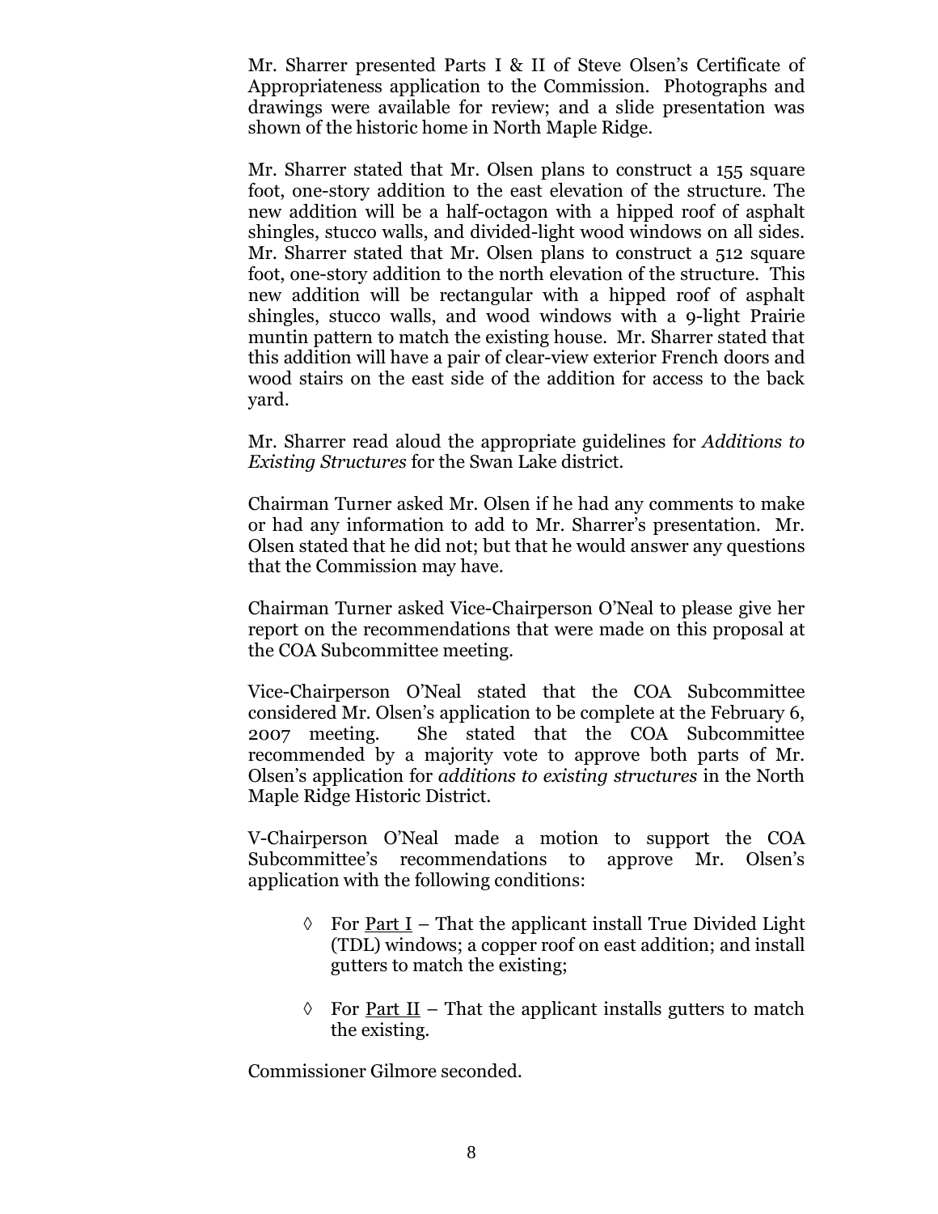Mr. Sharrer presented Parts I & II of Steve Olsen's Certificate of Appropriateness application to the Commission. Photographs and drawings were available for review; and a slide presentation was shown of the historic home in North Maple Ridge.

Mr. Sharrer stated that Mr. Olsen plans to construct a 155 square foot, one-story addition to the east elevation of the structure. The new addition will be a half-octagon with a hipped roof of asphalt shingles, stucco walls, and divided-light wood windows on all sides. Mr. Sharrer stated that Mr. Olsen plans to construct a 512 square foot, one-story addition to the north elevation of the structure. This new addition will be rectangular with a hipped roof of asphalt shingles, stucco walls, and wood windows with a 9-light Prairie muntin pattern to match the existing house. Mr. Sharrer stated that this addition will have a pair of clear-view exterior French doors and wood stairs on the east side of the addition for access to the back yard.

Mr. Sharrer read aloud the appropriate guidelines for *Additions to Existing Structures* for the Swan Lake district.

Chairman Turner asked Mr. Olsen if he had any comments to make or had any information to add to Mr. Sharrer's presentation. Mr. Olsen stated that he did not; but that he would answer any questions that the Commission may have.

Chairman Turner asked Vice-Chairperson O'Neal to please give her report on the recommendations that were made on this proposal at the COA Subcommittee meeting.

Vice-Chairperson O'Neal stated that the COA Subcommittee considered Mr. Olsen's application to be complete at the February 6, 2007 meeting. She stated that the COA Subcommittee recommended by a majority vote to approve both parts of Mr. Olsen's application for *additions to existing structures* in the North Maple Ridge Historic District.

V-Chairperson O'Neal made a motion to support the COA Subcommittee's recommendations to approve Mr. Olsen's application with the following conditions:

- ◊ For Part I – That the applicant install True Divided Light (TDL) windows; a copper roof on east addition; and install gutters to match the existing;
- ◊ For Part II – That the applicant installs gutters to match the existing.

Commissioner Gilmore seconded.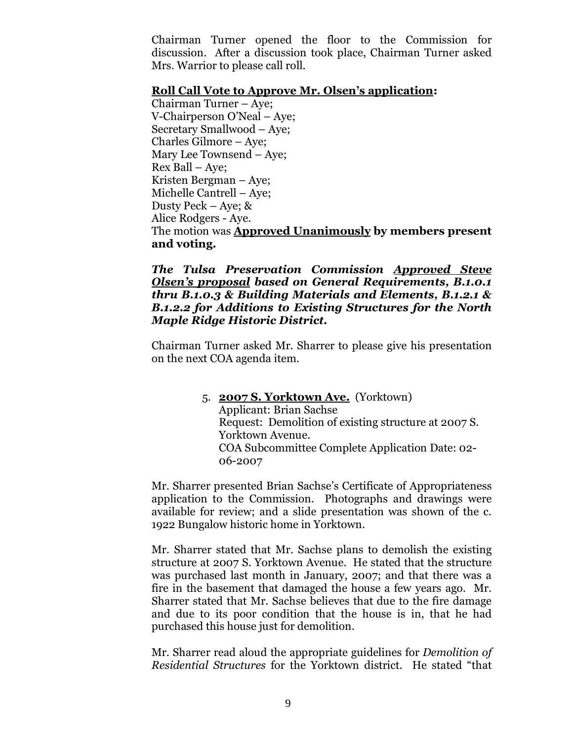Chairman Turner opened the floor to the Commission for discussion. After a discussion took place, Chairman Turner asked Mrs. Warrior to please call roll.

**<u>Roll Call Vote to Approve Mr. Olsen's application</u>:**

Chairman Turner – Aye;
V-Chairperson O'Neal – Aye;
Secretary Smallwood – Aye;
Charles Gilmore – Aye;
Mary Lee Townsend – Aye;
Rex Ball – Aye;
Kristen Bergman – Aye;
Michelle Cantrell – Aye;
Dusty Peck – Aye; &
Alice Rodgers - Aye.
The motion was **<u>Approved Unanimously</u> by members present and voting.**

***The Tulsa Preservation Commission <u>Approved Steve Olsen's proposal</u> based on General Requirements, B.1.0.1 thru B.1.0.3 & Building Materials and Elements, B.1.2.1 & B.1.2.2 for Additions to Existing Structures for the North Maple Ridge Historic District.***

Chairman Turner asked Mr. Sharrer to please give his presentation on the next COA agenda item.

5. **<u>2007 S. Yorktown Ave.</u>** (Yorktown)
   Applicant: Brian Sachse
   Request: Demolition of existing structure at 2007 S. Yorktown Avenue.
   COA Subcommittee Complete Application Date: 02-06-2007

Mr. Sharrer presented Brian Sachse's Certificate of Appropriateness application to the Commission. Photographs and drawings were available for review; and a slide presentation was shown of the c. 1922 Bungalow historic home in Yorktown.

Mr. Sharrer stated that Mr. Sachse plans to demolish the existing structure at 2007 S. Yorktown Avenue. He stated that the structure was purchased last month in January, 2007; and that there was a fire in the basement that damaged the house a few years ago. Mr. Sharrer stated that Mr. Sachse believes that due to the fire damage and due to its poor condition that the house is in, that he had purchased this house just for demolition.

Mr. Sharrer read aloud the appropriate guidelines for *Demolition of Residential Structures* for the Yorktown district. He stated "that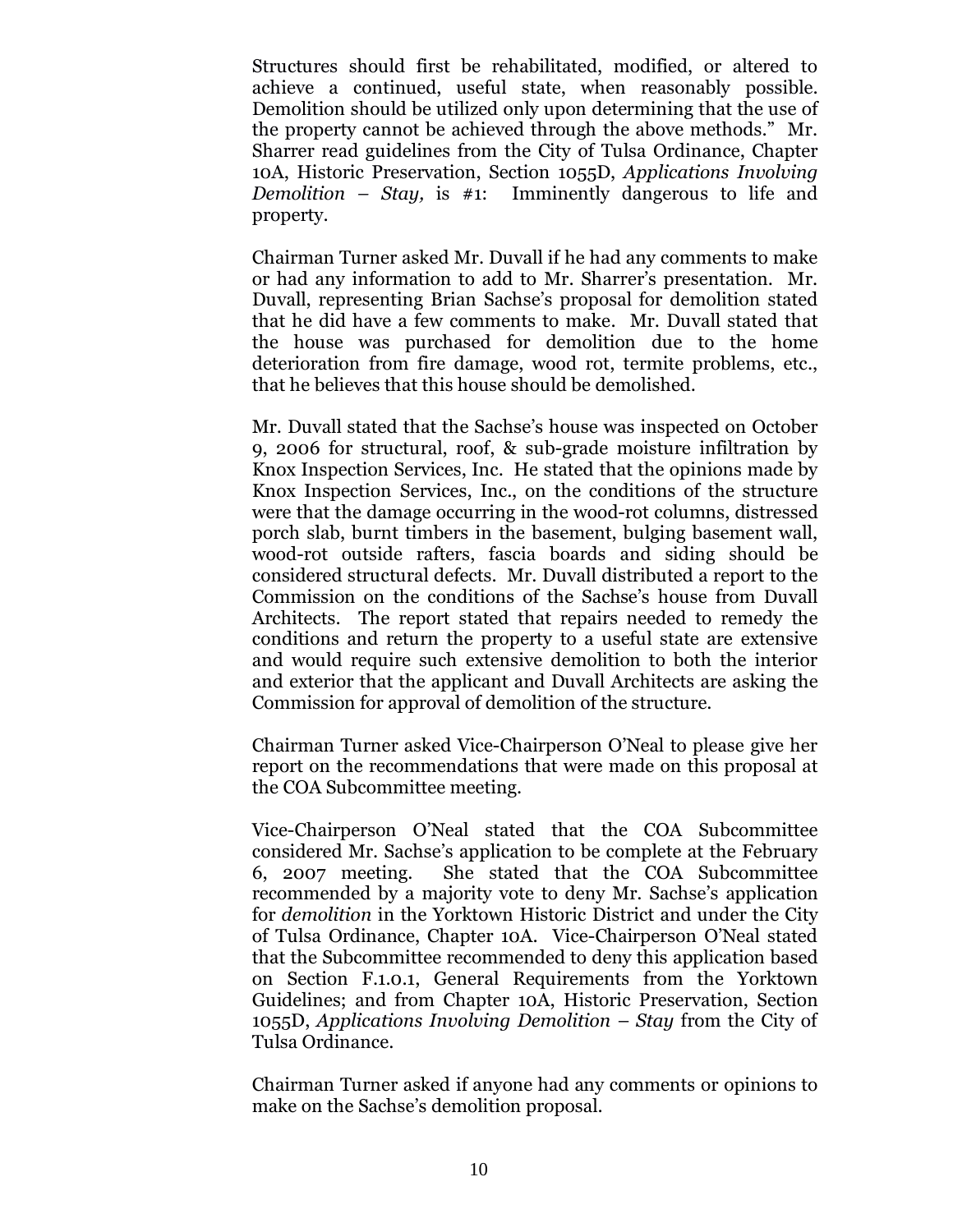Structures should first be rehabilitated, modified, or altered to achieve a continued, useful state, when reasonably possible. Demolition should be utilized only upon determining that the use of the property cannot be achieved through the above methods." Mr. Sharrer read guidelines from the City of Tulsa Ordinance, Chapter 10A, Historic Preservation, Section 1055D, *Applications Involving Demolition – Stay,* is #1: Imminently dangerous to life and property.

Chairman Turner asked Mr. Duvall if he had any comments to make or had any information to add to Mr. Sharrer's presentation. Mr. Duvall, representing Brian Sachse's proposal for demolition stated that he did have a few comments to make. Mr. Duvall stated that the house was purchased for demolition due to the home deterioration from fire damage, wood rot, termite problems, etc., that he believes that this house should be demolished.

Mr. Duvall stated that the Sachse's house was inspected on October 9, 2006 for structural, roof, & sub-grade moisture infiltration by Knox Inspection Services, Inc. He stated that the opinions made by Knox Inspection Services, Inc., on the conditions of the structure were that the damage occurring in the wood-rot columns, distressed porch slab, burnt timbers in the basement, bulging basement wall, wood-rot outside rafters, fascia boards and siding should be considered structural defects. Mr. Duvall distributed a report to the Commission on the conditions of the Sachse's house from Duvall Architects. The report stated that repairs needed to remedy the conditions and return the property to a useful state are extensive and would require such extensive demolition to both the interior and exterior that the applicant and Duvall Architects are asking the Commission for approval of demolition of the structure.

Chairman Turner asked Vice-Chairperson O'Neal to please give her report on the recommendations that were made on this proposal at the COA Subcommittee meeting.

Vice-Chairperson O'Neal stated that the COA Subcommittee considered Mr. Sachse's application to be complete at the February 6, 2007 meeting. She stated that the COA Subcommittee recommended by a majority vote to deny Mr. Sachse's application for *demolition* in the Yorktown Historic District and under the City of Tulsa Ordinance, Chapter 10A. Vice-Chairperson O'Neal stated that the Subcommittee recommended to deny this application based on Section F.1.0.1, General Requirements from the Yorktown Guidelines; and from Chapter 10A, Historic Preservation, Section 1055D, *Applications Involving Demolition – Stay* from the City of Tulsa Ordinance.

Chairman Turner asked if anyone had any comments or opinions to make on the Sachse's demolition proposal.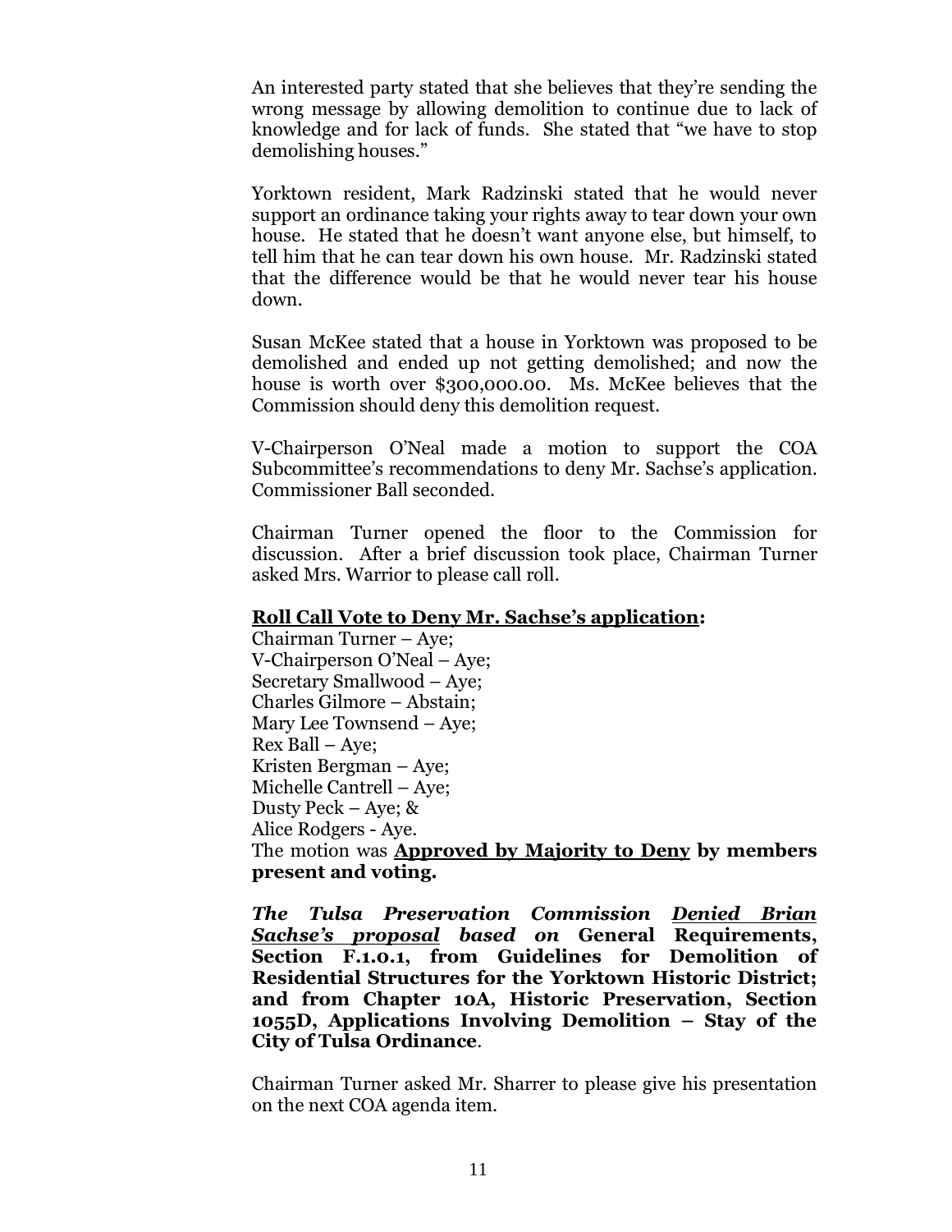An interested party stated that she believes that they're sending the wrong message by allowing demolition to continue due to lack of knowledge and for lack of funds. She stated that "we have to stop demolishing houses."

Yorktown resident, Mark Radzinski stated that he would never support an ordinance taking your rights away to tear down your own house. He stated that he doesn't want anyone else, but himself, to tell him that he can tear down his own house. Mr. Radzinski stated that the difference would be that he would never tear his house down.

Susan McKee stated that a house in Yorktown was proposed to be demolished and ended up not getting demolished; and now the house is worth over $300,000.00. Ms. McKee believes that the Commission should deny this demolition request.

V-Chairperson O'Neal made a motion to support the COA Subcommittee's recommendations to deny Mr. Sachse's application. Commissioner Ball seconded.

Chairman Turner opened the floor to the Commission for discussion. After a brief discussion took place, Chairman Turner asked Mrs. Warrior to please call roll.

**Roll Call Vote to Deny Mr. Sachse's application:**

Chairman Turner – Aye;
V-Chairperson O'Neal – Aye;
Secretary Smallwood – Aye;
Charles Gilmore – Abstain;
Mary Lee Townsend – Aye;
Rex Ball – Aye;
Kristen Bergman – Aye;
Michelle Cantrell – Aye;
Dusty Peck – Aye; &
Alice Rodgers - Aye.

The motion was **Approved by Majority to Deny by members present and voting.**

***The Tulsa Preservation Commission Denied Brian Sachse's proposal based on* General Requirements, Section F.1.0.1, from Guidelines for Demolition of Residential Structures for the Yorktown Historic District; and from Chapter 10A, Historic Preservation, Section 1055D, Applications Involving Demolition – Stay of the City of Tulsa Ordinance**.

Chairman Turner asked Mr. Sharrer to please give his presentation on the next COA agenda item.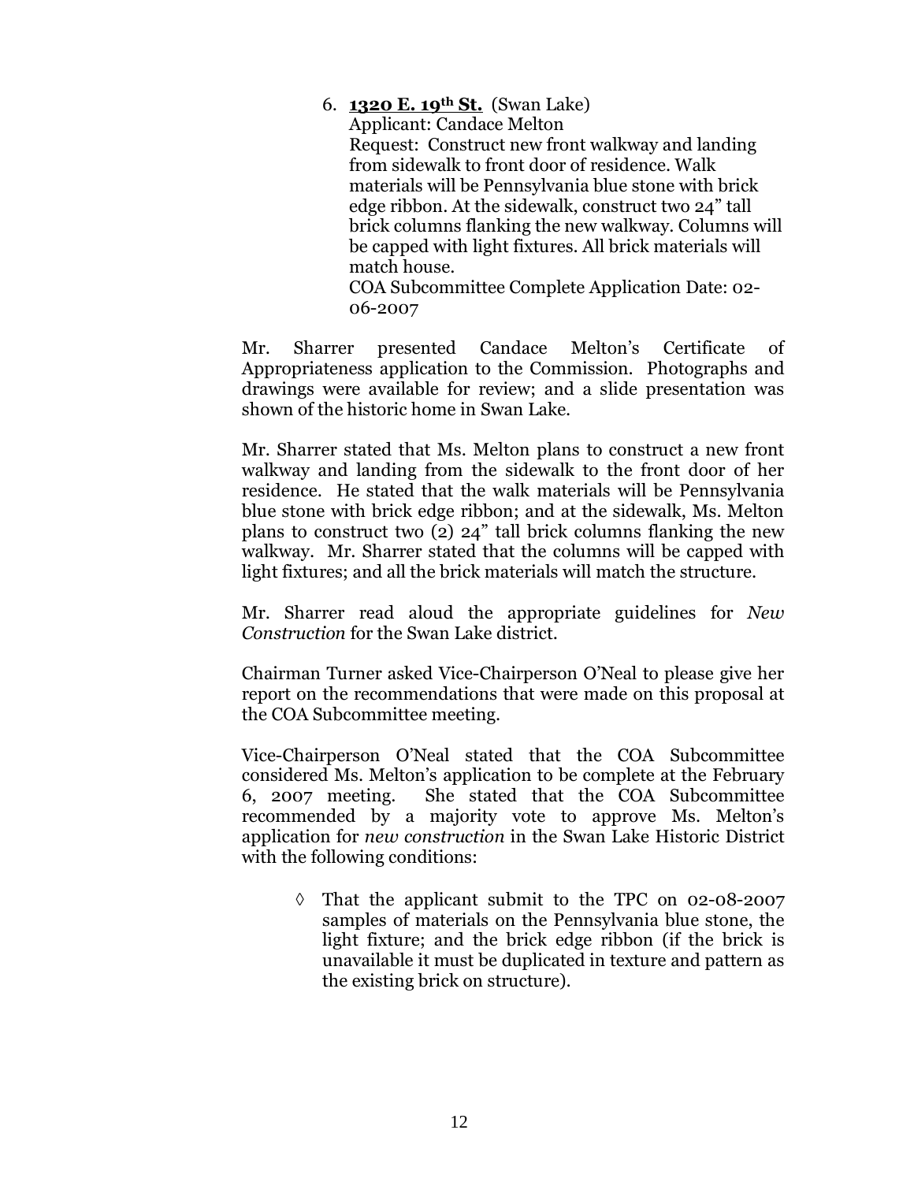6. **1320 E. 19th St.** (Swan Lake)
   Applicant: Candace Melton
   Request: Construct new front walkway and landing from sidewalk to front door of residence. Walk materials will be Pennsylvania blue stone with brick edge ribbon. At the sidewalk, construct two 24" tall brick columns flanking the new walkway. Columns will be capped with light fixtures. All brick materials will match house.
   COA Subcommittee Complete Application Date: 02-06-2007

Mr. Sharrer presented Candace Melton's Certificate of Appropriateness application to the Commission. Photographs and drawings were available for review; and a slide presentation was shown of the historic home in Swan Lake.

Mr. Sharrer stated that Ms. Melton plans to construct a new front walkway and landing from the sidewalk to the front door of her residence. He stated that the walk materials will be Pennsylvania blue stone with brick edge ribbon; and at the sidewalk, Ms. Melton plans to construct two (2) 24" tall brick columns flanking the new walkway. Mr. Sharrer stated that the columns will be capped with light fixtures; and all the brick materials will match the structure.

Mr. Sharrer read aloud the appropriate guidelines for *New Construction* for the Swan Lake district.

Chairman Turner asked Vice-Chairperson O'Neal to please give her report on the recommendations that were made on this proposal at the COA Subcommittee meeting.

Vice-Chairperson O'Neal stated that the COA Subcommittee considered Ms. Melton's application to be complete at the February 6, 2007 meeting. She stated that the COA Subcommittee recommended by a majority vote to approve Ms. Melton's application for *new construction* in the Swan Lake Historic District with the following conditions:

- ◊ That the applicant submit to the TPC on 02-08-2007 samples of materials on the Pennsylvania blue stone, the light fixture; and the brick edge ribbon (if the brick is unavailable it must be duplicated in texture and pattern as the existing brick on structure).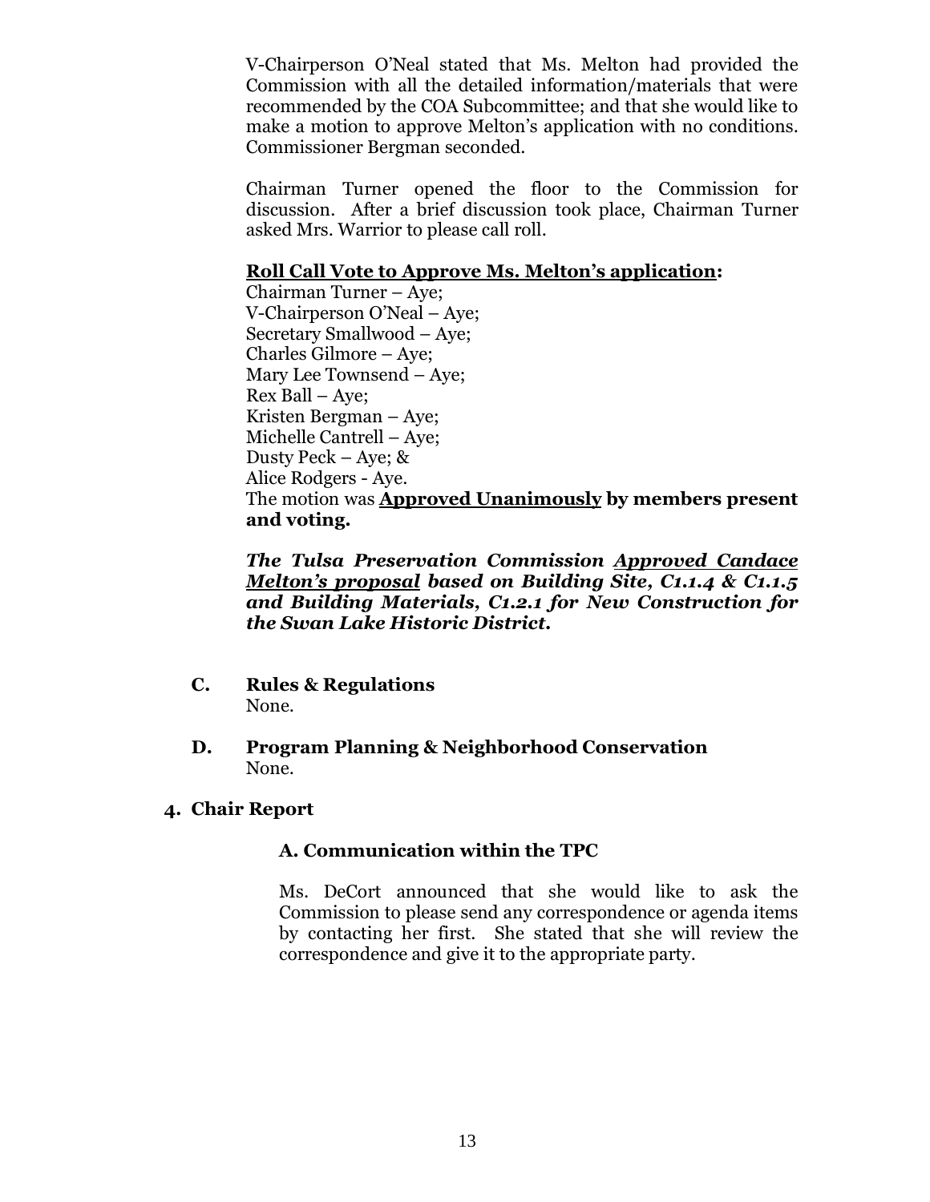V-Chairperson O'Neal stated that Ms. Melton had provided the Commission with all the detailed information/materials that were recommended by the COA Subcommittee; and that she would like to make a motion to approve Melton's application with no conditions. Commissioner Bergman seconded.

Chairman Turner opened the floor to the Commission for discussion. After a brief discussion took place, Chairman Turner asked Mrs. Warrior to please call roll.

**Roll Call Vote to Approve Ms. Melton's application:**

Chairman Turner – Aye;
V-Chairperson O'Neal – Aye;
Secretary Smallwood – Aye;
Charles Gilmore – Aye;
Mary Lee Townsend – Aye;
Rex Ball – Aye;
Kristen Bergman – Aye;
Michelle Cantrell – Aye;
Dusty Peck – Aye; &
Alice Rodgers - Aye.
The motion was **Approved Unanimously by members present and voting.**

***The Tulsa Preservation Commission Approved Candace Melton's proposal based on Building Site, C1.1.4 & C1.1.5 and Building Materials, C1.2.1 for New Construction for the Swan Lake Historic District.***

**C. Rules & Regulations**
None.

**D. Program Planning & Neighborhood Conservation**
None.

## 4. Chair Report

### A. Communication within the TPC

Ms. DeCort announced that she would like to ask the Commission to please send any correspondence or agenda items by contacting her first. She stated that she will review the correspondence and give it to the appropriate party.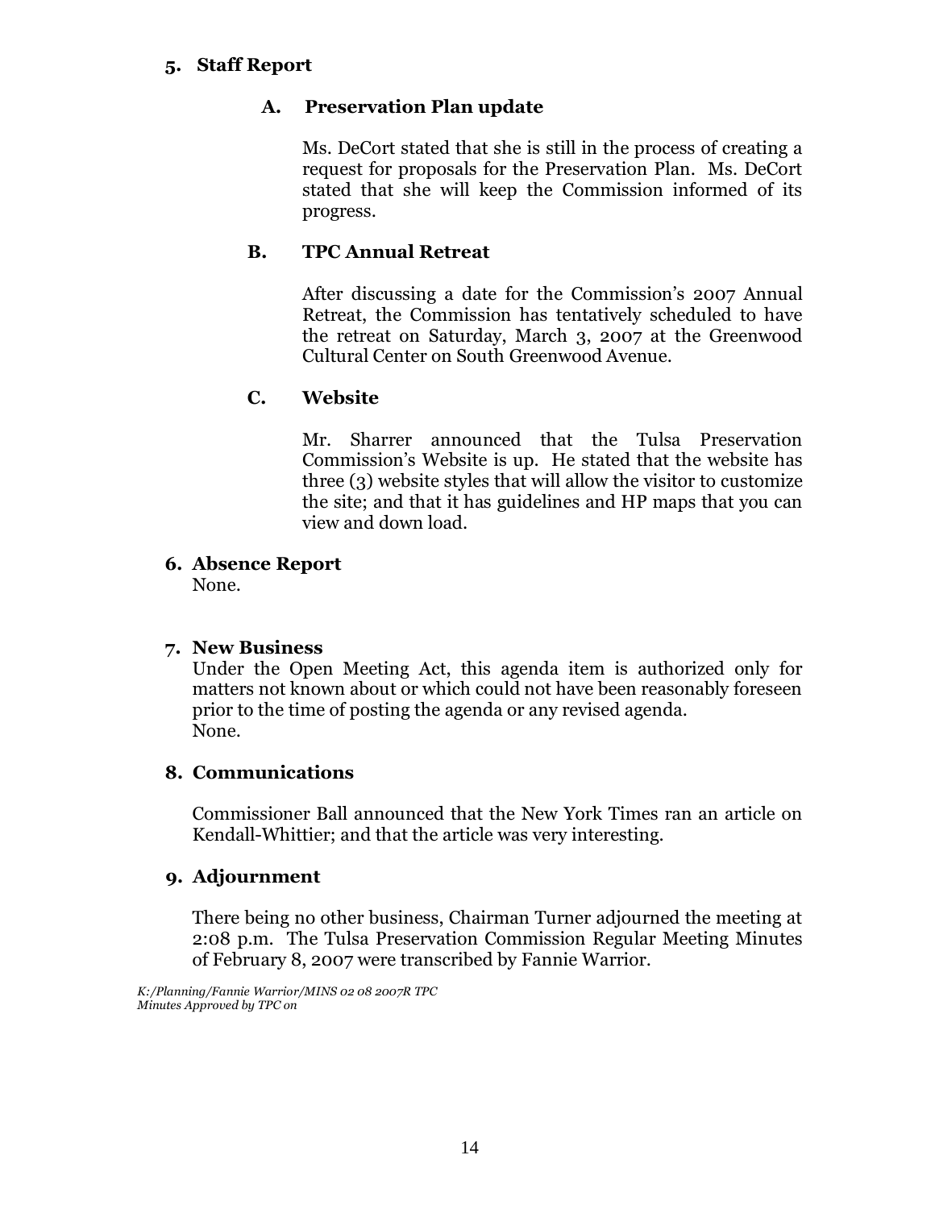## 5. Staff Report

### A. Preservation Plan update

Ms. DeCort stated that she is still in the process of creating a request for proposals for the Preservation Plan. Ms. DeCort stated that she will keep the Commission informed of its progress.

### B. TPC Annual Retreat

After discussing a date for the Commission's 2007 Annual Retreat, the Commission has tentatively scheduled to have the retreat on Saturday, March 3, 2007 at the Greenwood Cultural Center on South Greenwood Avenue.

### C. Website

Mr. Sharrer announced that the Tulsa Preservation Commission's Website is up. He stated that the website has three (3) website styles that will allow the visitor to customize the site; and that it has guidelines and HP maps that you can view and down load.

## 6. Absence Report

None.

## 7. New Business

Under the Open Meeting Act, this agenda item is authorized only for matters not known about or which could not have been reasonably foreseen prior to the time of posting the agenda or any revised agenda.
None.

## 8. Communications

Commissioner Ball announced that the New York Times ran an article on Kendall-Whittier; and that the article was very interesting.

## 9. Adjournment

There being no other business, Chairman Turner adjourned the meeting at 2:08 p.m. The Tulsa Preservation Commission Regular Meeting Minutes of February 8, 2007 were transcribed by Fannie Warrior.

*K:/Planning/Fannie Warrior/MINS 02 08 2007R TPC*
*Minutes Approved by TPC on*